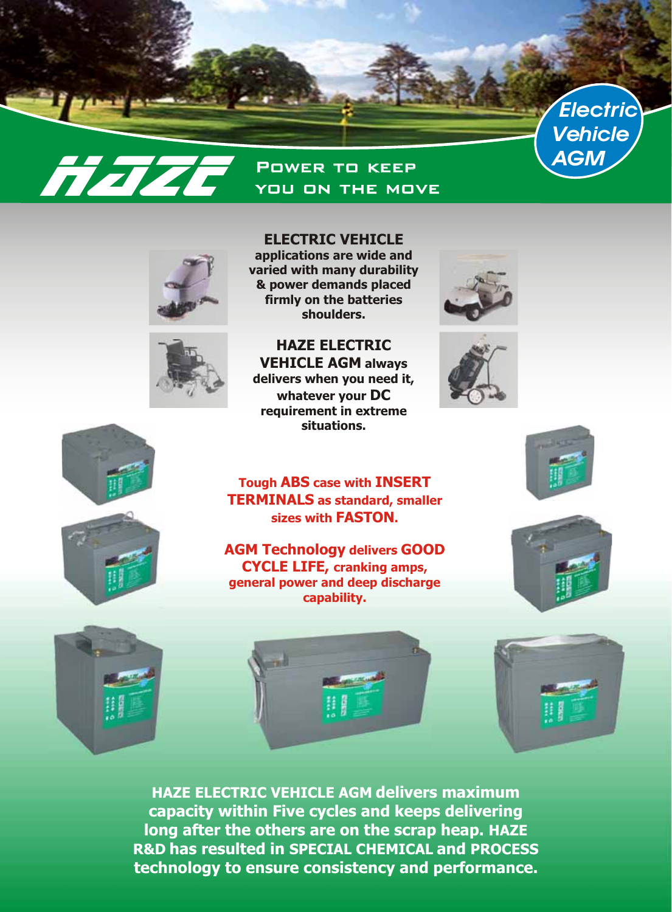# HAZE

POWER TO KEEP YOU ON THE MOVE

**Electric Vehicle AGM**

**ELECTRIC VEHICLE applications are wide and varied with many durability & power demands placed firmly on the batteries shoulders.**

**HAZE ELECTRIC VEHICLE AGM always delivers when you need it, whatever your DC requirement in extreme situations.**

**Tough ABS case with INSERT TERMINALS as standard, smaller sizes with FASTON.**

**AGM Technology delivers GOOD CYCLE LIFE, cranking amps, general power and deep discharge capability.**

**HAZE ELECTRIC VEHICLE AGM delivers maximum capacity within Five cycles and keeps delivering long after the others are on the scrap heap. HAZE R&D has resulted in SPECIAL CHEMICAL and PROCESS technology to ensure consistency and performance.**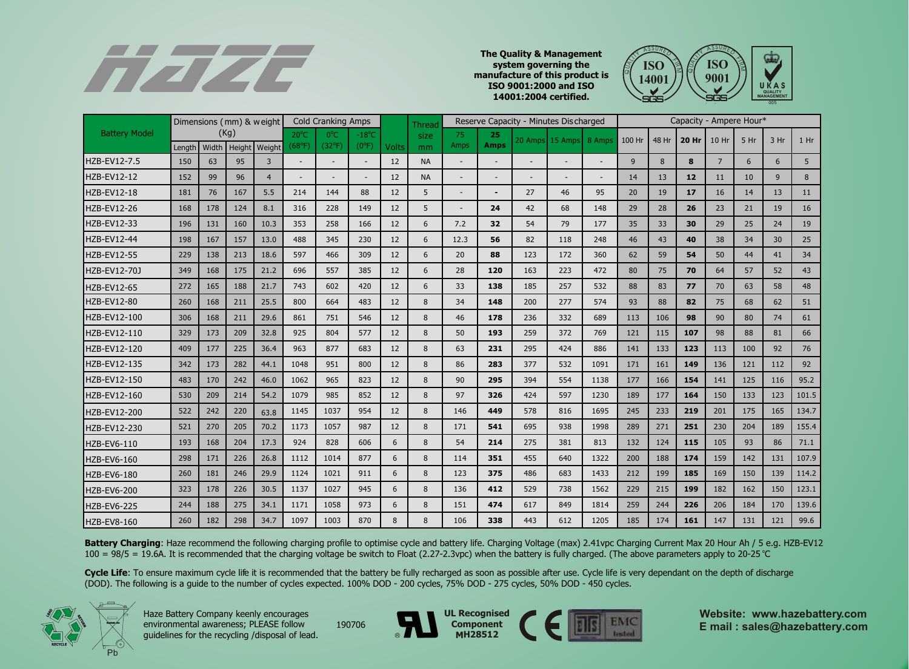The Quality & Management system governing the manufacture of this product is ISO 9001:2000 and ISO 14001:2004 certified.

| Battery Model | Dimensions (mm) & weight (Kg) | | | | Cold Cranking Amps | | | Volts | Thread size mm | Reserve Capacity - Minutes Discharged | | | | | Capacity - Ampere Hour* | | | | | | |
|---|---|---|---|---|---|---|---|---|---|---|---|---|---|---|---|---|---|---|---|---|---|
| | Length | Width | Height | Weight | 20°C (68°F) | 0°C (32°F) | -18°C (0°F) | | | 75 Amps | **25 Amps** | 20 Amps | 15 Amps | 8 Amps | 100 Hr | 48 Hr | **20 Hr** | 10 Hr | 5 Hr | 3 Hr | 1 Hr |
| HZB-EV12-7.5 | 150 | 63 | 95 | 3 | - | - | - | 12 | NA | - | - | - | - | - | 9 | 8 | **8** | 7 | 6 | 6 | 5 |
| HZB-EV12-12 | 152 | 99 | 96 | 4 | - | - | - | 12 | NA | - | - | - | - | - | 14 | 13 | **12** | 11 | 10 | 9 | 8 |
| HZB-EV12-18 | 181 | 76 | 167 | 5.5 | 214 | 144 | 88 | 12 | 5 | - | **-** | 27 | 46 | 95 | 20 | 19 | **17** | 16 | 14 | 13 | 11 |
| HZB-EV12-26 | 168 | 178 | 124 | 8.1 | 316 | 228 | 149 | 12 | 5 | - | **24** | 42 | 68 | 148 | 29 | 28 | **26** | 23 | 21 | 19 | 16 |
| HZB-EV12-33 | 196 | 131 | 160 | 10.3 | 353 | 258 | 166 | 12 | 6 | 7.2 | **32** | 54 | 79 | 177 | 35 | 33 | **30** | 29 | 25 | 24 | 19 |
| HZB-EV12-44 | 198 | 167 | 157 | 13.0 | 488 | 345 | 230 | 12 | 6 | 12.3 | **56** | 82 | 118 | 248 | 46 | 43 | **40** | 38 | 34 | 30 | 25 |
| HZB-EV12-55 | 229 | 138 | 213 | 18.6 | 597 | 466 | 309 | 12 | 6 | 20 | **88** | 123 | 172 | 360 | 62 | 59 | **54** | 50 | 44 | 41 | 34 |
| HZB-EV12-70J | 349 | 168 | 175 | 21.2 | 696 | 557 | 385 | 12 | 6 | 28 | **120** | 163 | 223 | 472 | 80 | 75 | **70** | 64 | 57 | 52 | 43 |
| HZB-EV12-65 | 272 | 165 | 188 | 21.7 | 743 | 602 | 420 | 12 | 6 | 33 | **138** | 185 | 257 | 532 | 88 | 83 | **77** | 70 | 63 | 58 | 48 |
| HZB-EV12-80 | 260 | 168 | 211 | 25.5 | 800 | 664 | 483 | 12 | 8 | 34 | **148** | 200 | 277 | 574 | 93 | 88 | **82** | 75 | 68 | 62 | 51 |
| HZB-EV12-100 | 306 | 168 | 211 | 29.6 | 861 | 751 | 546 | 12 | 8 | 46 | **178** | 236 | 332 | 689 | 113 | 106 | **98** | 90 | 80 | 74 | 61 |
| HZB-EV12-110 | 329 | 173 | 209 | 32.8 | 925 | 804 | 577 | 12 | 8 | 50 | **193** | 259 | 372 | 769 | 121 | 115 | **107** | 98 | 88 | 81 | 66 |
| HZB-EV12-120 | 409 | 177 | 225 | 36.4 | 963 | 877 | 683 | 12 | 8 | 63 | **231** | 295 | 424 | 886 | 141 | 133 | **123** | 113 | 100 | 92 | 76 |
| HZB-EV12-135 | 342 | 173 | 282 | 44.1 | 1048 | 951 | 800 | 12 | 8 | 86 | **283** | 377 | 532 | 1091 | 171 | 161 | **149** | 136 | 121 | 112 | 92 |
| HZB-EV12-150 | 483 | 170 | 242 | 46.0 | 1062 | 965 | 823 | 12 | 8 | 90 | **295** | 394 | 554 | 1138 | 177 | 166 | **154** | 141 | 125 | 116 | 95.2 |
| HZB-EV12-160 | 530 | 209 | 214 | 54.2 | 1079 | 985 | 852 | 12 | 8 | 97 | **326** | 424 | 597 | 1230 | 189 | 177 | **164** | 150 | 133 | 123 | 101.5 |
| HZB-EV12-200 | 522 | 242 | 220 | 63.8 | 1145 | 1037 | 954 | 12 | 8 | 146 | **449** | 578 | 816 | 1695 | 245 | 233 | **219** | 201 | 175 | 165 | 134.7 |
| HZB-EV12-230 | 521 | 270 | 205 | 70.2 | 1173 | 1057 | 987 | 12 | 8 | 171 | **541** | 695 | 938 | 1998 | 289 | 271 | **251** | 230 | 204 | 189 | 155.4 |
| HZB-EV6-110 | 193 | 168 | 204 | 17.3 | 924 | 828 | 606 | 6 | 8 | 54 | **214** | 275 | 381 | 813 | 132 | 124 | **115** | 105 | 93 | 86 | 71.1 |
| HZB-EV6-160 | 298 | 171 | 226 | 26.8 | 1112 | 1014 | 877 | 6 | 8 | 114 | **351** | 455 | 640 | 1322 | 200 | 188 | **174** | 159 | 142 | 131 | 107.9 |
| HZB-EV6-180 | 260 | 181 | 246 | 29.9 | 1124 | 1021 | 911 | 6 | 8 | 123 | **375** | 486 | 683 | 1433 | 212 | 199 | **185** | 169 | 150 | 139 | 114.2 |
| HZB-EV6-200 | 323 | 178 | 226 | 30.5 | 1137 | 1027 | 945 | 6 | 8 | 136 | **412** | 529 | 738 | 1562 | 229 | 215 | **199** | 182 | 162 | 150 | 123.1 |
| HZB-EV6-225 | 244 | 188 | 275 | 34.1 | 1171 | 1058 | 973 | 6 | 8 | 151 | **474** | 617 | 849 | 1814 | 259 | 244 | **226** | 206 | 184 | 170 | 139.6 |
| HZB-EV8-160 | 260 | 182 | 298 | 34.7 | 1097 | 1003 | 870 | 8 | 8 | 106 | **338** | 443 | 612 | 1205 | 185 | 174 | **161** | 147 | 131 | 121 | 99.6 |

**Battery Charging**: Haze recommend the following charging profile to optimise cycle and battery life. Charging Voltage (max) 2.41vpc Charging Current Max 20 Hour Ah / 5 e.g. HZB-EV12 100 = 98/5 = 19.6A. It is recommended that the charging voltage be switch to Float (2.27-2.3vpc) when the battery is fully charged. (The above parameters apply to 20-25°C

**Cycle Life**: To ensure maximum cycle life it is recommended that the battery be fully recharged as soon as possible after use. Cycle life is very dependant on the depth of discharge (DOD). The following is a guide to the number of cycles expected. 100% DOD - 200 cycles, 75% DOD - 275 cycles, 50% DOD - 450 cycles.

Haze Battery Company keenly encourages environmental awareness; PLEASE follow guidelines for the recycling /disposal of lead.

190706

UL Recognised Component MH28548

**Website: www.hazebattery.com**
**E mail : sales@hazebattery.com**